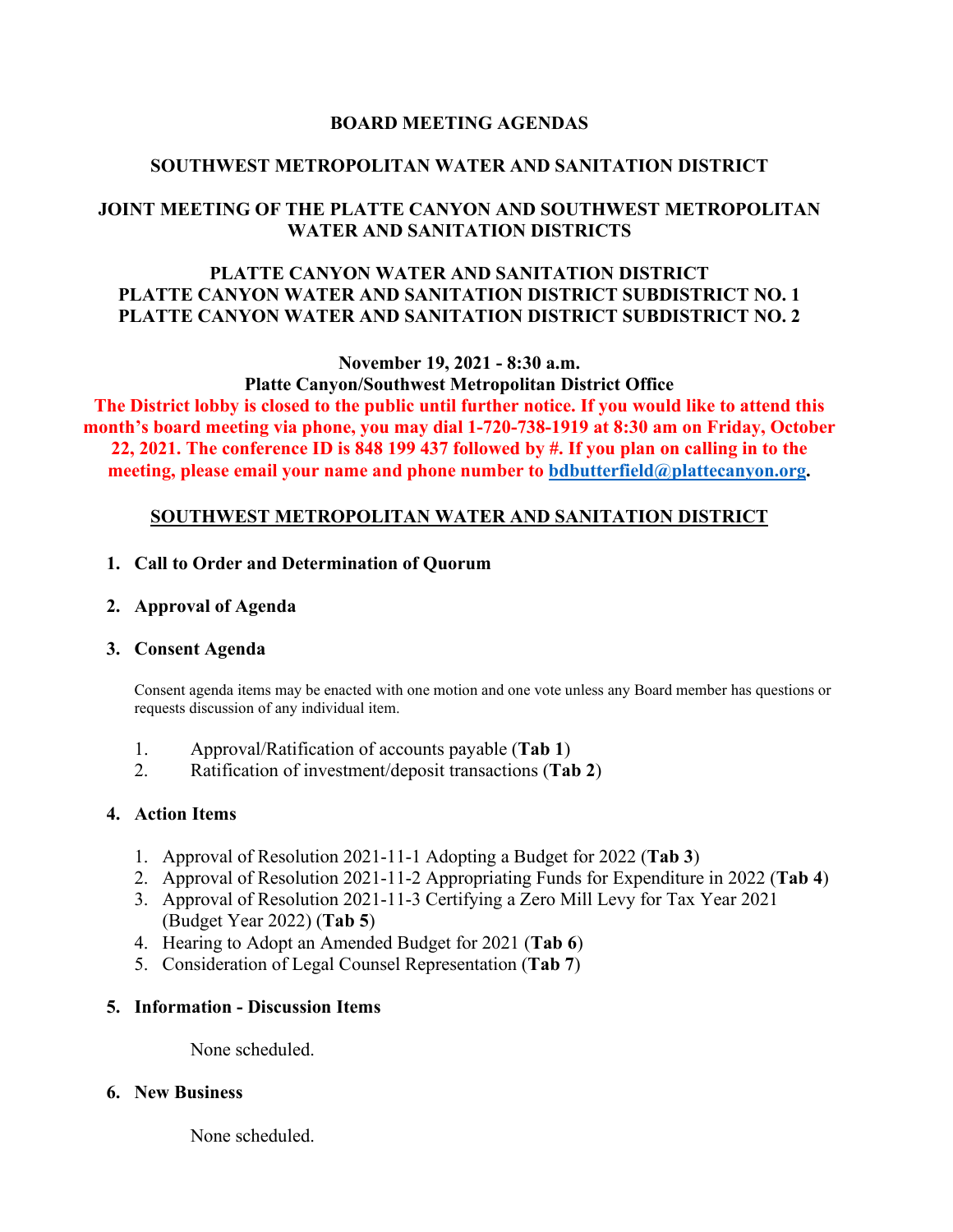# BOARD MEETING AGENDAS

## SOUTHWEST METROPOLITAN WATER AND SANITATION DISTRICT

## JOINT MEETING OF THE PLATTE CANYON AND SOUTHWEST METROPOLITAN WATER AND SANITATION DISTRICTS

## PLATTE CANYON WATER AND SANITATION DISTRICT
## PLATTE CANYON WATER AND SANITATION DISTRICT SUBDISTRICT NO. 1
## PLATTE CANYON WATER AND SANITATION DISTRICT SUBDISTRICT NO. 2

**November 19, 2021 - 8:30 a.m.**

**Platte Canyon/Southwest Metropolitan District Office**

**The District lobby is closed to the public until further notice. If you would like to attend this month's board meeting via phone, you may dial 1-720-738-1919 at 8:30 am on Friday, October 22, 2021. The conference ID is 848 199 437 followed by #. If you plan on calling in to the meeting, please email your name and phone number to bdbutterfield@plattecanyon.org.**

## SOUTHWEST METROPOLITAN WATER AND SANITATION DISTRICT

1. **Call to Order and Determination of Quorum**

2. **Approval of Agenda**

3. **Consent Agenda**

   Consent agenda items may be enacted with one motion and one vote unless any Board member has questions or requests discussion of any individual item.

   1. Approval/Ratification of accounts payable (**Tab 1**)
   2. Ratification of investment/deposit transactions (**Tab 2**)

4. **Action Items**

   1. Approval of Resolution 2021-11-1 Adopting a Budget for 2022 (**Tab 3**)
   2. Approval of Resolution 2021-11-2 Appropriating Funds for Expenditure in 2022 (**Tab 4**)
   3. Approval of Resolution 2021-11-3 Certifying a Zero Mill Levy for Tax Year 2021 (Budget Year 2022) (**Tab 5**)
   4. Hearing to Adopt an Amended Budget for 2021 (**Tab 6**)
   5. Consideration of Legal Counsel Representation (**Tab 7**)

5. **Information - Discussion Items**

   None scheduled.

6. **New Business**

   None scheduled.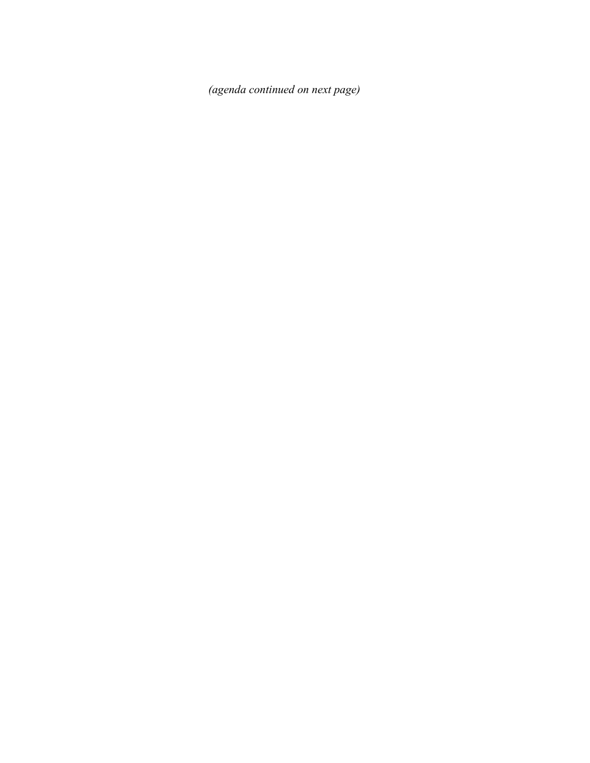*(agenda continued on next page)*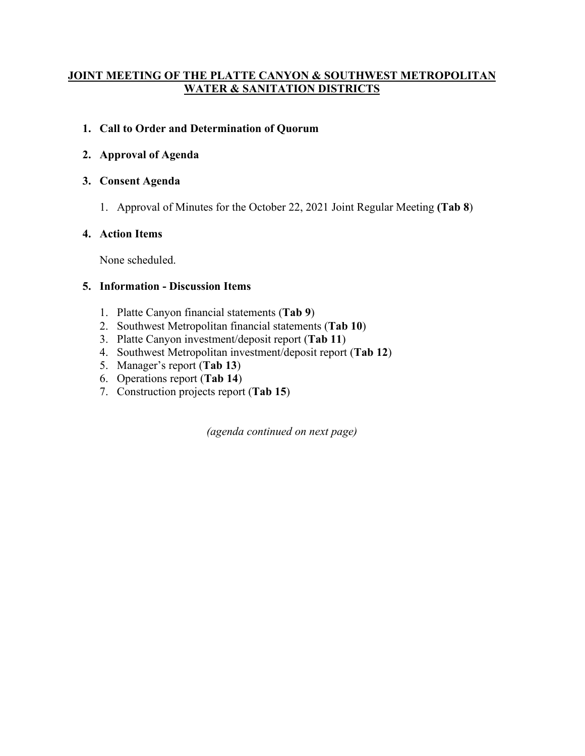**JOINT MEETING OF THE PLATTE CANYON & SOUTHWEST METROPOLITAN WATER & SANITATION DISTRICTS**

1. **Call to Order and Determination of Quorum**

2. **Approval of Agenda**

3. **Consent Agenda**

   1. Approval of Minutes for the October 22, 2021 Joint Regular Meeting **(Tab 8)**

4. **Action Items**

   None scheduled.

5. **Information - Discussion Items**

   1. Platte Canyon financial statements (**Tab 9**)
   2. Southwest Metropolitan financial statements (**Tab 10**)
   3. Platte Canyon investment/deposit report (**Tab 11**)
   4. Southwest Metropolitan investment/deposit report (**Tab 12**)
   5. Manager's report (**Tab 13**)
   6. Operations report (**Tab 14**)
   7. Construction projects report (**Tab 15**)

*(agenda continued on next page)*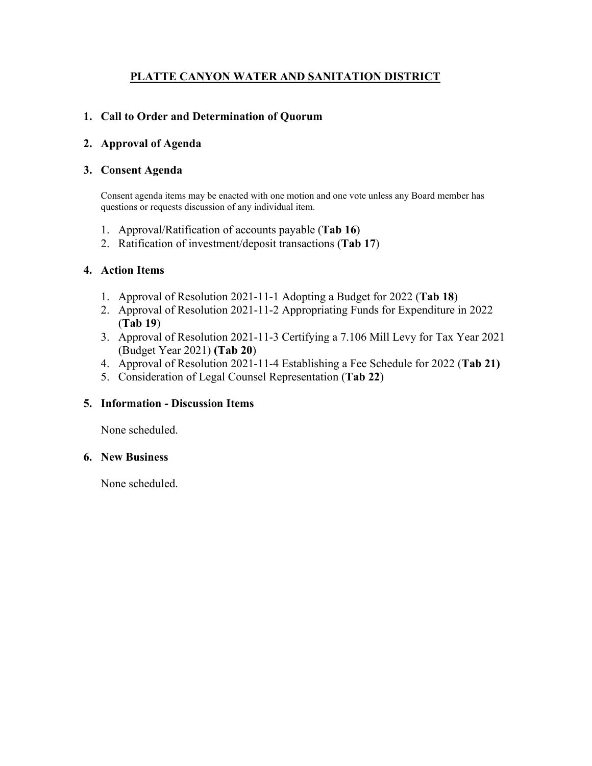# PLATTE CANYON WATER AND SANITATION DISTRICT

## 1. Call to Order and Determination of Quorum

## 2. Approval of Agenda

## 3. Consent Agenda

Consent agenda items may be enacted with one motion and one vote unless any Board member has questions or requests discussion of any individual item.

1. Approval/Ratification of accounts payable (**Tab 16**)
2. Ratification of investment/deposit transactions (**Tab 17**)

## 4. Action Items

1. Approval of Resolution 2021-11-1 Adopting a Budget for 2022 (**Tab 18**)
2. Approval of Resolution 2021-11-2 Appropriating Funds for Expenditure in 2022 (**Tab 19**)
3. Approval of Resolution 2021-11-3 Certifying a 7.106 Mill Levy for Tax Year 2021 (Budget Year 2021) **(Tab 20**)
4. Approval of Resolution 2021-11-4 Establishing a Fee Schedule for 2022 (**Tab 21)**
5. Consideration of Legal Counsel Representation (**Tab 22**)

## 5. Information - Discussion Items

None scheduled.

## 6. New Business

None scheduled.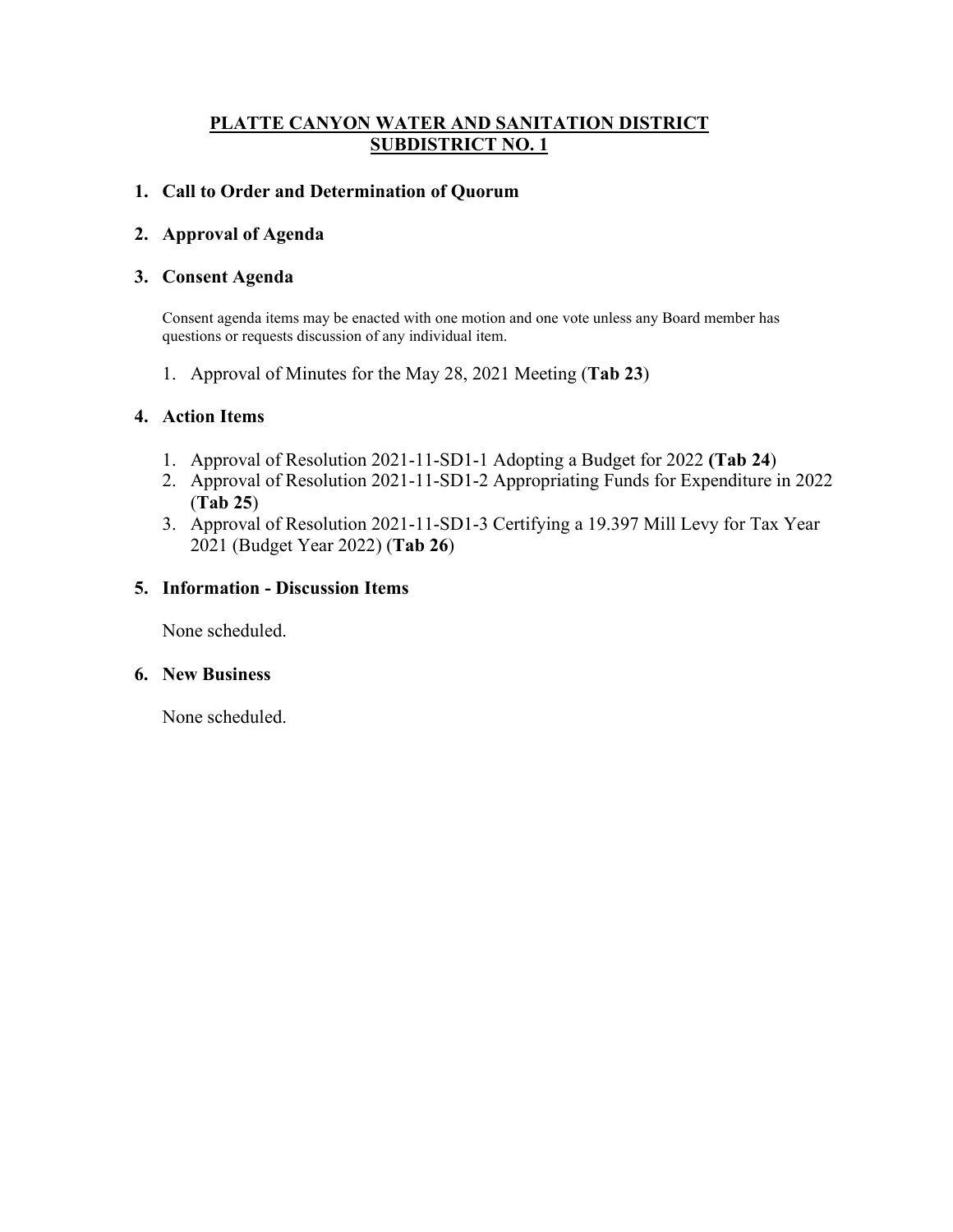# PLATTE CANYON WATER AND SANITATION DISTRICT SUBDISTRICT NO. 1

## 1. Call to Order and Determination of Quorum

## 2. Approval of Agenda

## 3. Consent Agenda

Consent agenda items may be enacted with one motion and one vote unless any Board member has questions or requests discussion of any individual item.

1. Approval of Minutes for the May 28, 2021 Meeting (**Tab 23**)

## 4. Action Items

1. Approval of Resolution 2021-11-SD1-1 Adopting a Budget for 2022 **(Tab 24**)
2. Approval of Resolution 2021-11-SD1-2 Appropriating Funds for Expenditure in 2022 (**Tab 25**)
3. Approval of Resolution 2021-11-SD1-3 Certifying a 19.397 Mill Levy for Tax Year 2021 (Budget Year 2022) (**Tab 26**)

## 5. Information - Discussion Items

None scheduled.

## 6. New Business

None scheduled.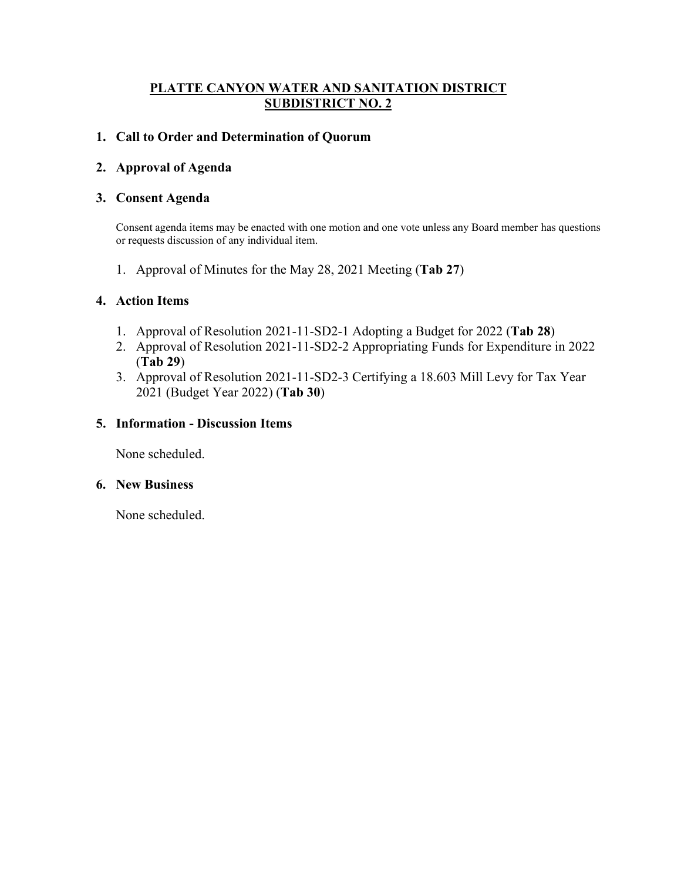# PLATTE CANYON WATER AND SANITATION DISTRICT SUBDISTRICT NO. 2

## 1. Call to Order and Determination of Quorum

## 2. Approval of Agenda

## 3. Consent Agenda

Consent agenda items may be enacted with one motion and one vote unless any Board member has questions or requests discussion of any individual item.

1. Approval of Minutes for the May 28, 2021 Meeting (**Tab 27**)

## 4. Action Items

1. Approval of Resolution 2021-11-SD2-1 Adopting a Budget for 2022 (**Tab 28**)
2. Approval of Resolution 2021-11-SD2-2 Appropriating Funds for Expenditure in 2022 (**Tab 29**)
3. Approval of Resolution 2021-11-SD2-3 Certifying a 18.603 Mill Levy for Tax Year 2021 (Budget Year 2022) (**Tab 30**)

## 5. Information - Discussion Items

None scheduled.

## 6. New Business

None scheduled.